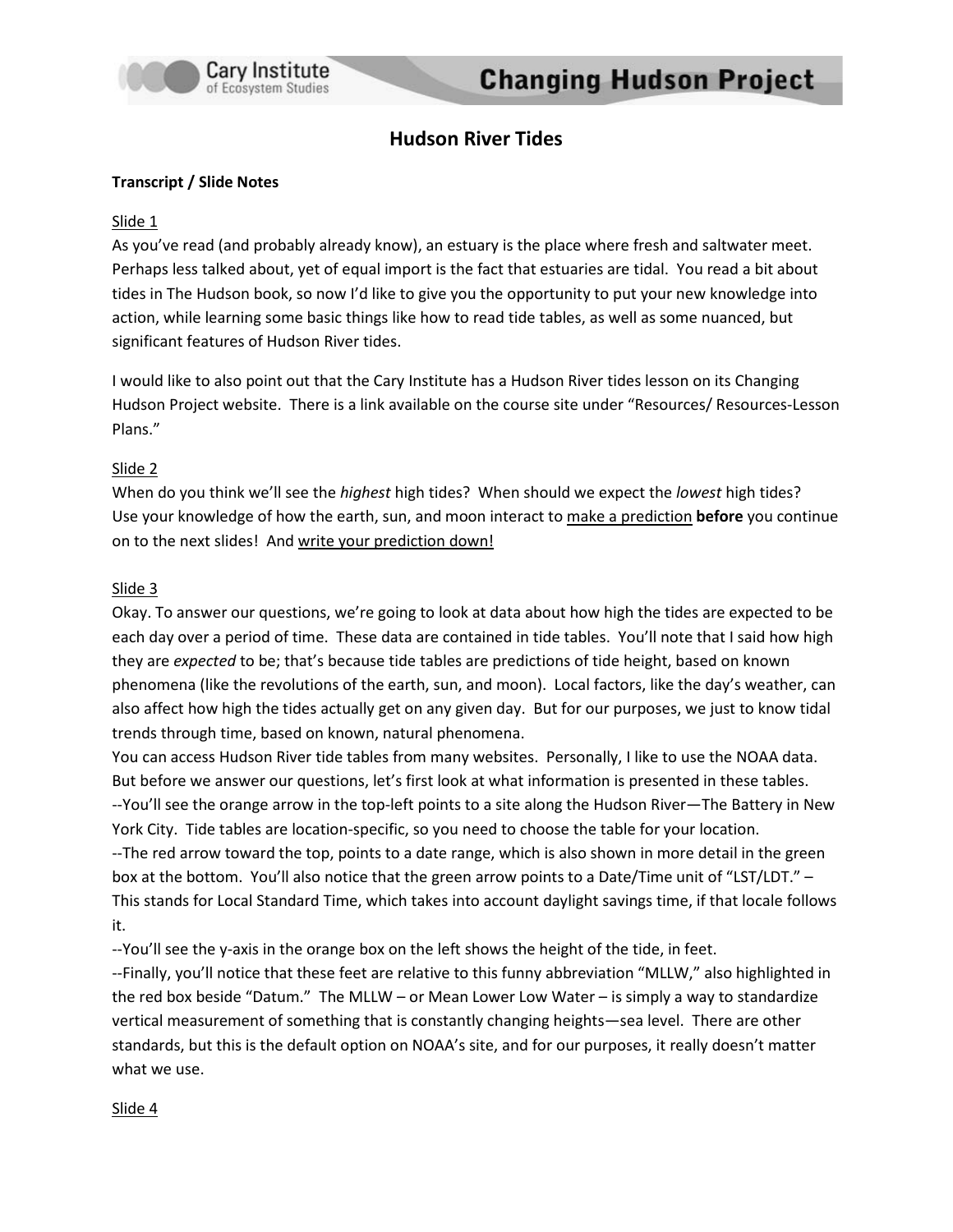# Hudson River Tides

**Transcript / Slide Notes**

Slide 1

As you've read (and probably already know), an estuary is the place where fresh and saltwater meet. Perhaps less talked about, yet of equal import is the fact that estuaries are tidal. You read a bit about tides in The Hudson book, so now I'd like to give you the opportunity to put your new knowledge into action, while learning some basic things like how to read tide tables, as well as some nuanced, but significant features of Hudson River tides.

I would like to also point out that the Cary Institute has a Hudson River tides lesson on its Changing Hudson Project website. There is a link available on the course site under "Resources/ Resources-Lesson Plans."

Slide 2

When do you think we'll see the *highest* high tides? When should we expect the *lowest* high tides? Use your knowledge of how the earth, sun, and moon interact to make a prediction **before** you continue on to the next slides! And write your prediction down!

Slide 3

Okay. To answer our questions, we're going to look at data about how high the tides are expected to be each day over a period of time. These data are contained in tide tables. You'll note that I said how high they are *expected* to be; that's because tide tables are predictions of tide height, based on known phenomena (like the revolutions of the earth, sun, and moon). Local factors, like the day's weather, can also affect how high the tides actually get on any given day. But for our purposes, we just to know tidal trends through time, based on known, natural phenomena.

You can access Hudson River tide tables from many websites. Personally, I like to use the NOAA data. But before we answer our questions, let's first look at what information is presented in these tables.

--You'll see the orange arrow in the top-left points to a site along the Hudson River—The Battery in New York City. Tide tables are location-specific, so you need to choose the table for your location.

--The red arrow toward the top, points to a date range, which is also shown in more detail in the green box at the bottom. You'll also notice that the green arrow points to a Date/Time unit of "LST/LDT." – This stands for Local Standard Time, which takes into account daylight savings time, if that locale follows it.

--You'll see the y-axis in the orange box on the left shows the height of the tide, in feet.

--Finally, you'll notice that these feet are relative to this funny abbreviation "MLLW," also highlighted in the red box beside "Datum." The MLLW – or Mean Lower Low Water – is simply a way to standardize vertical measurement of something that is constantly changing heights—sea level. There are other standards, but this is the default option on NOAA's site, and for our purposes, it really doesn't matter what we use.

Slide 4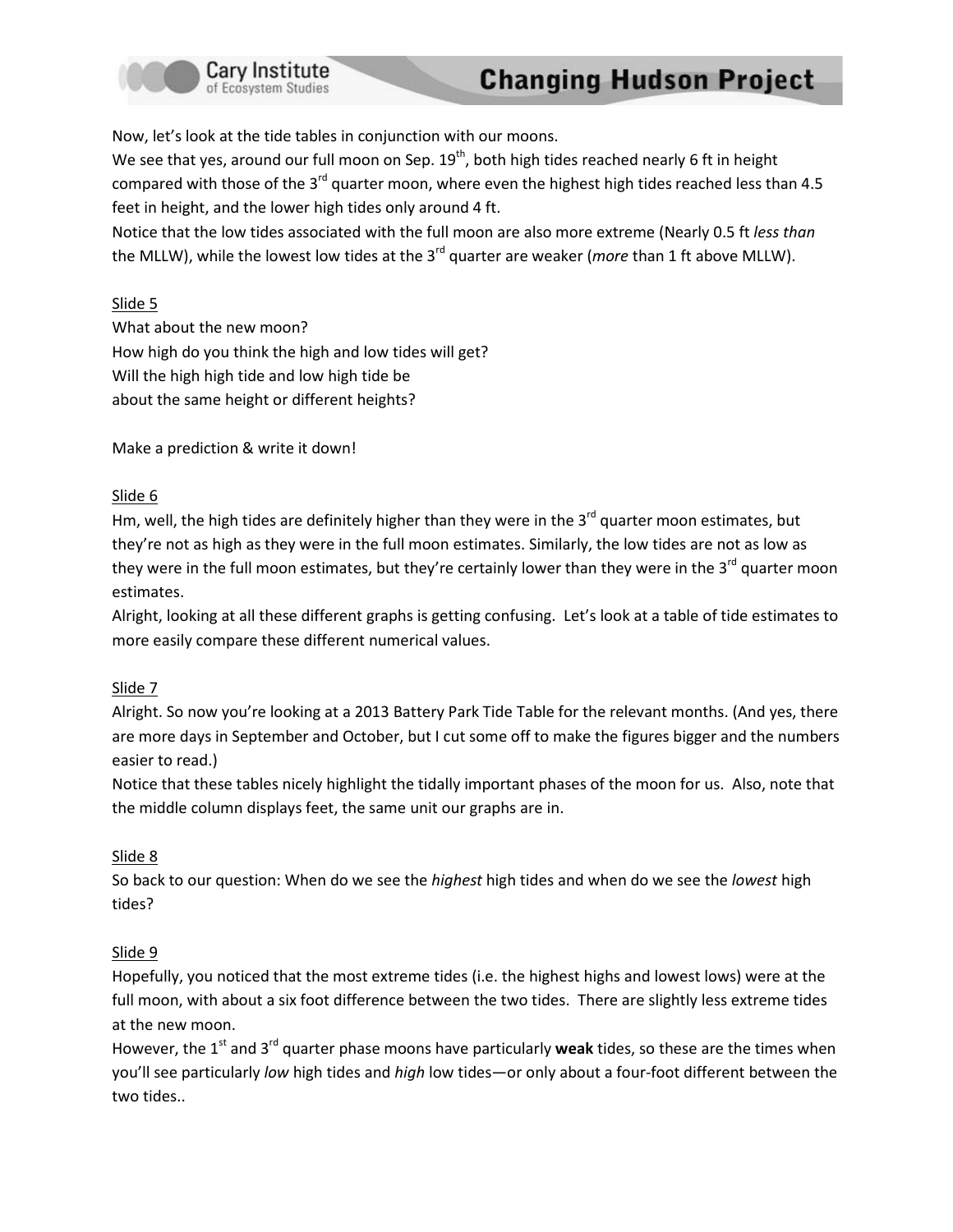Now, let's look at the tide tables in conjunction with our moons.

We see that yes, around our full moon on Sep. 19th, both high tides reached nearly 6 ft in height compared with those of the 3rd quarter moon, where even the highest high tides reached less than 4.5 feet in height, and the lower high tides only around 4 ft.

Notice that the low tides associated with the full moon are also more extreme (Nearly 0.5 ft *less than* the MLLW), while the lowest low tides at the 3rd quarter are weaker (*more* than 1 ft above MLLW).

Slide 5

What about the new moon?
How high do you think the high and low tides will get?
Will the high high tide and low high tide be
about the same height or different heights?

Make a prediction & write it down!

Slide 6

Hm, well, the high tides are definitely higher than they were in the 3rd quarter moon estimates, but they're not as high as they were in the full moon estimates. Similarly, the low tides are not as low as they were in the full moon estimates, but they're certainly lower than they were in the 3rd quarter moon estimates.

Alright, looking at all these different graphs is getting confusing. Let's look at a table of tide estimates to more easily compare these different numerical values.

Slide 7

Alright. So now you're looking at a 2013 Battery Park Tide Table for the relevant months. (And yes, there are more days in September and October, but I cut some off to make the figures bigger and the numbers easier to read.)

Notice that these tables nicely highlight the tidally important phases of the moon for us. Also, note that the middle column displays feet, the same unit our graphs are in.

Slide 8

So back to our question: When do we see the *highest* high tides and when do we see the *lowest* high tides?

Slide 9

Hopefully, you noticed that the most extreme tides (i.e. the highest highs and lowest lows) were at the full moon, with about a six foot difference between the two tides. There are slightly less extreme tides at the new moon.

However, the 1st and 3rd quarter phase moons have particularly **weak** tides, so these are the times when you'll see particularly *low* high tides and *high* low tides—or only about a four-foot different between the two tides..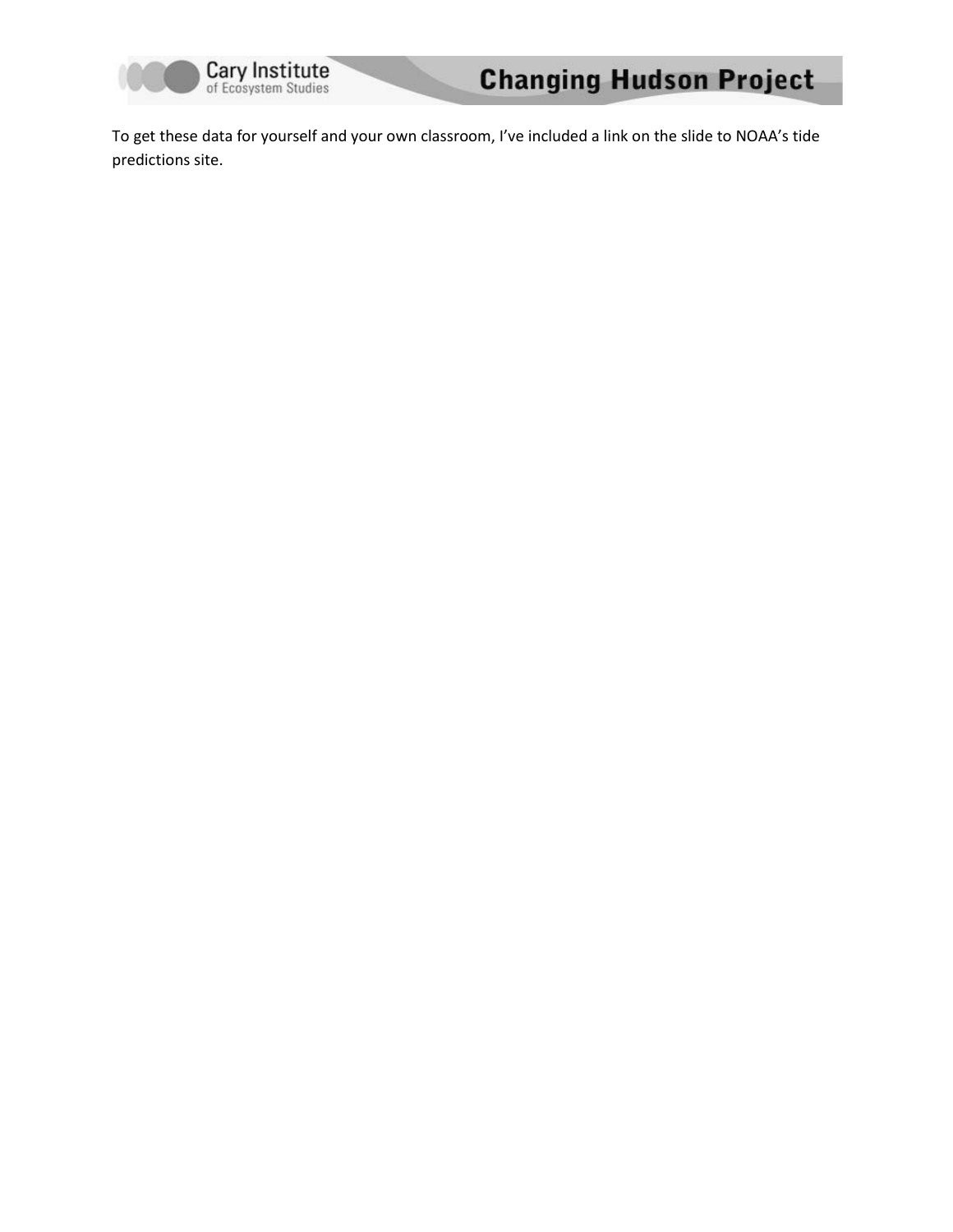To get these data for yourself and your own classroom, I've included a link on the slide to NOAA's tide predictions site.